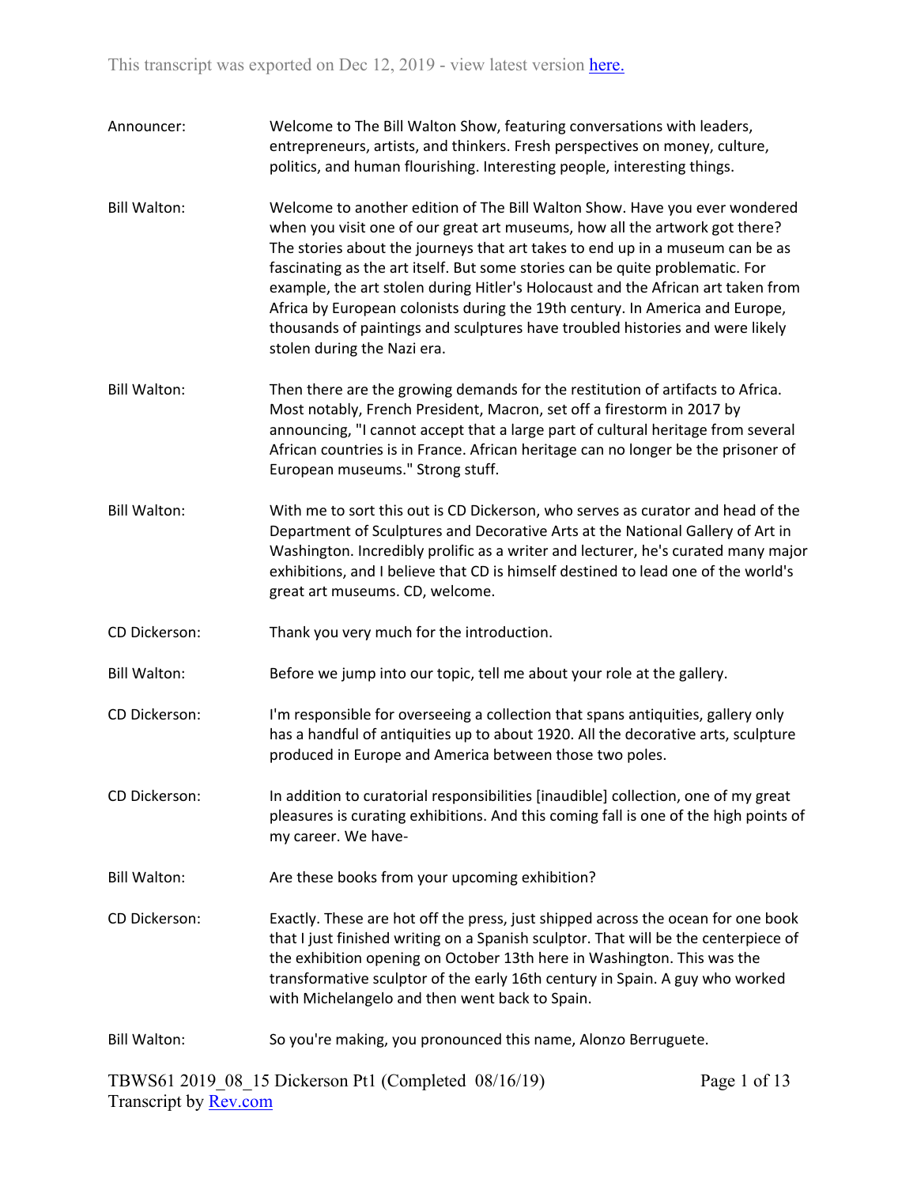This transcript was exported on Dec 12, 2019 - view latest version here.

Announcer: Welcome to The Bill Walton Show, featuring conversations with leaders, entrepreneurs, artists, and thinkers. Fresh perspectives on money, culture, politics, and human flourishing. Interesting people, interesting things.

Bill Walton: Welcome to another edition of The Bill Walton Show. Have you ever wondered when you visit one of our great art museums, how all the artwork got there? The stories about the journeys that art takes to end up in a museum can be as fascinating as the art itself. But some stories can be quite problematic. For example, the art stolen during Hitler's Holocaust and the African art taken from Africa by European colonists during the 19th century. In America and Europe, thousands of paintings and sculptures have troubled histories and were likely stolen during the Nazi era.

Bill Walton: Then there are the growing demands for the restitution of artifacts to Africa. Most notably, French President, Macron, set off a firestorm in 2017 by announcing, "I cannot accept that a large part of cultural heritage from several African countries is in France. African heritage can no longer be the prisoner of European museums." Strong stuff.

Bill Walton: With me to sort this out is CD Dickerson, who serves as curator and head of the Department of Sculptures and Decorative Arts at the National Gallery of Art in Washington. Incredibly prolific as a writer and lecturer, he's curated many major exhibitions, and I believe that CD is himself destined to lead one of the world's great art museums. CD, welcome.

CD Dickerson: Thank you very much for the introduction.

Bill Walton: Before we jump into our topic, tell me about your role at the gallery.

CD Dickerson: I'm responsible for overseeing a collection that spans antiquities, gallery only has a handful of antiquities up to about 1920. All the decorative arts, sculpture produced in Europe and America between those two poles.

CD Dickerson: In addition to curatorial responsibilities [inaudible] collection, one of my great pleasures is curating exhibitions. And this coming fall is one of the high points of my career. We have-

Bill Walton: Are these books from your upcoming exhibition?

CD Dickerson: Exactly. These are hot off the press, just shipped across the ocean for one book that I just finished writing on a Spanish sculptor. That will be the centerpiece of the exhibition opening on October 13th here in Washington. This was the transformative sculptor of the early 16th century in Spain. A guy who worked with Michelangelo and then went back to Spain.

Bill Walton: So you're making, you pronounced this name, Alonzo Berruguete.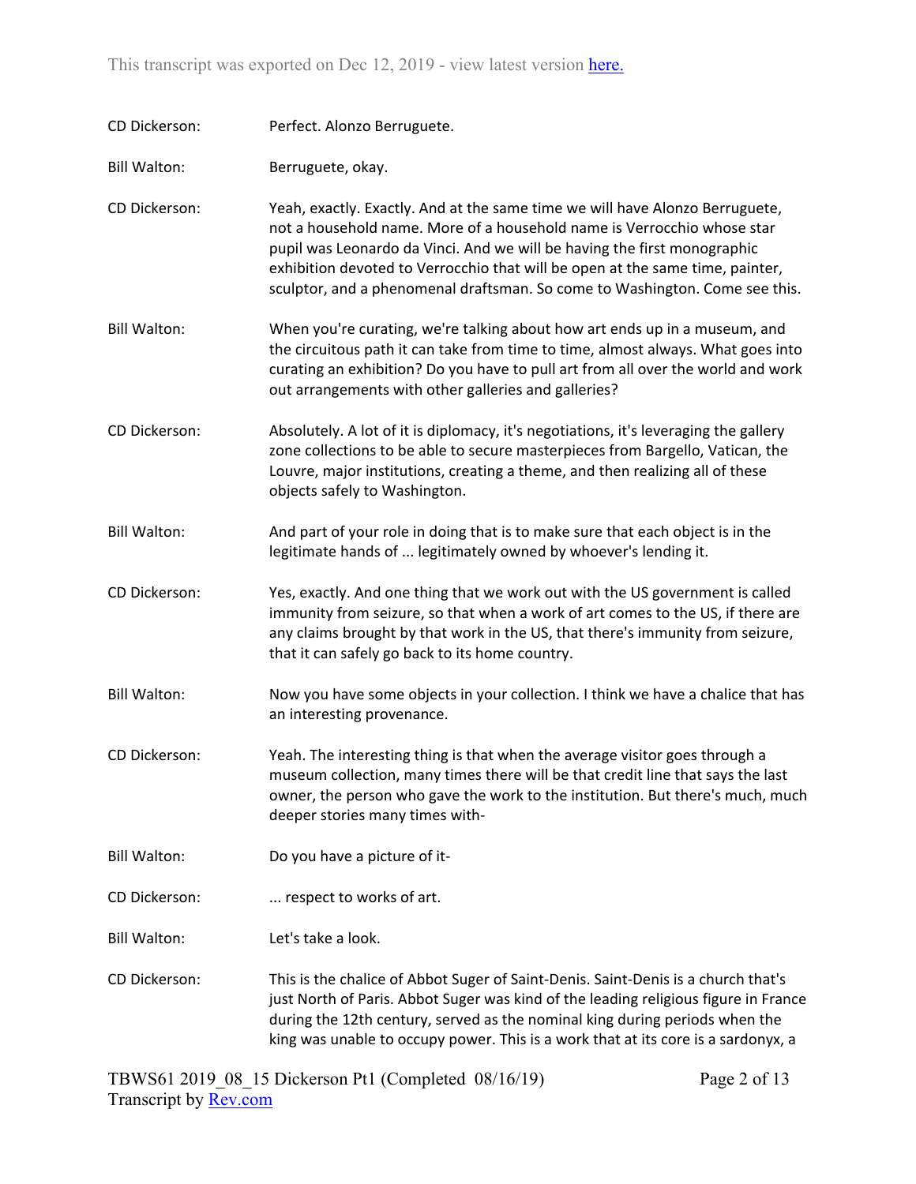**CD Dickerson:** Perfect. Alonzo Berruguete.

**Bill Walton:** Berruguete, okay.

**CD Dickerson:** Yeah, exactly. Exactly. And at the same time we will have Alonzo Berruguete, not a household name. More of a household name is Verrocchio whose star pupil was Leonardo da Vinci. And we will be having the first monographic exhibition devoted to Verrocchio that will be open at the same time, painter, sculptor, and a phenomenal draftsman. So come to Washington. Come see this.

**Bill Walton:** When you're curating, we're talking about how art ends up in a museum, and the circuitous path it can take from time to time, almost always. What goes into curating an exhibition? Do you have to pull art from all over the world and work out arrangements with other galleries and galleries?

**CD Dickerson:** Absolutely. A lot of it is diplomacy, it's negotiations, it's leveraging the gallery zone collections to be able to secure masterpieces from Bargello, Vatican, the Louvre, major institutions, creating a theme, and then realizing all of these objects safely to Washington.

**Bill Walton:** And part of your role in doing that is to make sure that each object is in the legitimate hands of ... legitimately owned by whoever's lending it.

**CD Dickerson:** Yes, exactly. And one thing that we work out with the US government is called immunity from seizure, so that when a work of art comes to the US, if there are any claims brought by that work in the US, that there's immunity from seizure, that it can safely go back to its home country.

**Bill Walton:** Now you have some objects in your collection. I think we have a chalice that has an interesting provenance.

**CD Dickerson:** Yeah. The interesting thing is that when the average visitor goes through a museum collection, many times there will be that credit line that says the last owner, the person who gave the work to the institution. But there's much, much deeper stories many times with-

**Bill Walton:** Do you have a picture of it-

**CD Dickerson:** ... respect to works of art.

**Bill Walton:** Let's take a look.

**CD Dickerson:** This is the chalice of Abbot Suger of Saint-Denis. Saint-Denis is a church that's just North of Paris. Abbot Suger was kind of the leading religious figure in France during the 12th century, served as the nominal king during periods when the king was unable to occupy power. This is a work that at its core is a sardonyx, a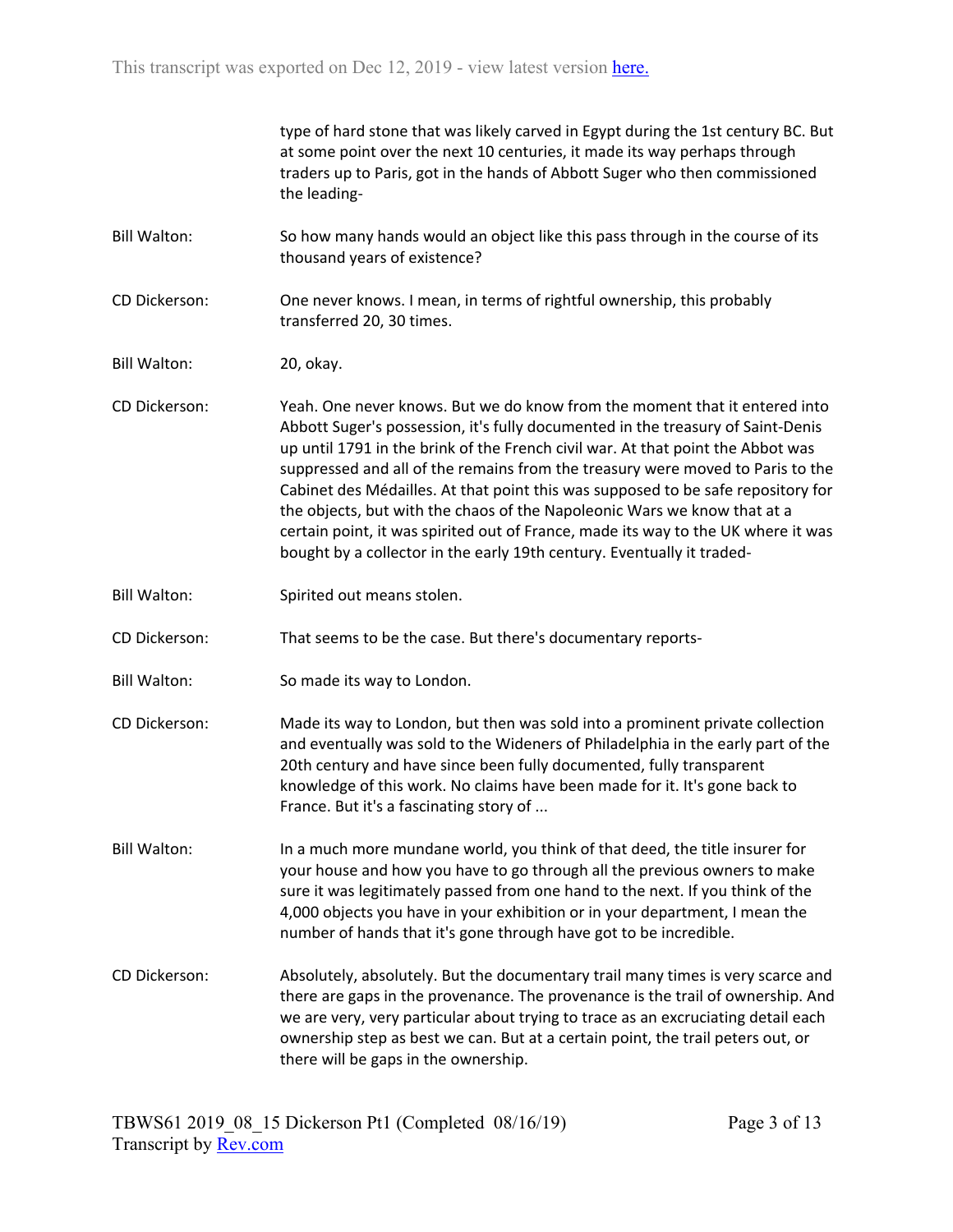type of hard stone that was likely carved in Egypt during the 1st century BC. But at some point over the next 10 centuries, it made its way perhaps through traders up to Paris, got in the hands of Abbott Suger who then commissioned the leading-

**Bill Walton:** So how many hands would an object like this pass through in the course of its thousand years of existence?

**CD Dickerson:** One never knows. I mean, in terms of rightful ownership, this probably transferred 20, 30 times.

**Bill Walton:** 20, okay.

**CD Dickerson:** Yeah. One never knows. But we do know from the moment that it entered into Abbott Suger's possession, it's fully documented in the treasury of Saint-Denis up until 1791 in the brink of the French civil war. At that point the Abbot was suppressed and all of the remains from the treasury were moved to Paris to the Cabinet des Médailles. At that point this was supposed to be safe repository for the objects, but with the chaos of the Napoleonic Wars we know that at a certain point, it was spirited out of France, made its way to the UK where it was bought by a collector in the early 19th century. Eventually it traded-

**Bill Walton:** Spirited out means stolen.

**CD Dickerson:** That seems to be the case. But there's documentary reports-

**Bill Walton:** So made its way to London.

**CD Dickerson:** Made its way to London, but then was sold into a prominent private collection and eventually was sold to the Wideners of Philadelphia in the early part of the 20th century and have since been fully documented, fully transparent knowledge of this work. No claims have been made for it. It's gone back to France. But it's a fascinating story of ...

**Bill Walton:** In a much more mundane world, you think of that deed, the title insurer for your house and how you have to go through all the previous owners to make sure it was legitimately passed from one hand to the next. If you think of the 4,000 objects you have in your exhibition or in your department, I mean the number of hands that it's gone through have got to be incredible.

**CD Dickerson:** Absolutely, absolutely. But the documentary trail many times is very scarce and there are gaps in the provenance. The provenance is the trail of ownership. And we are very, very particular about trying to trace as an excruciating detail each ownership step as best we can. But at a certain point, the trail peters out, or there will be gaps in the ownership.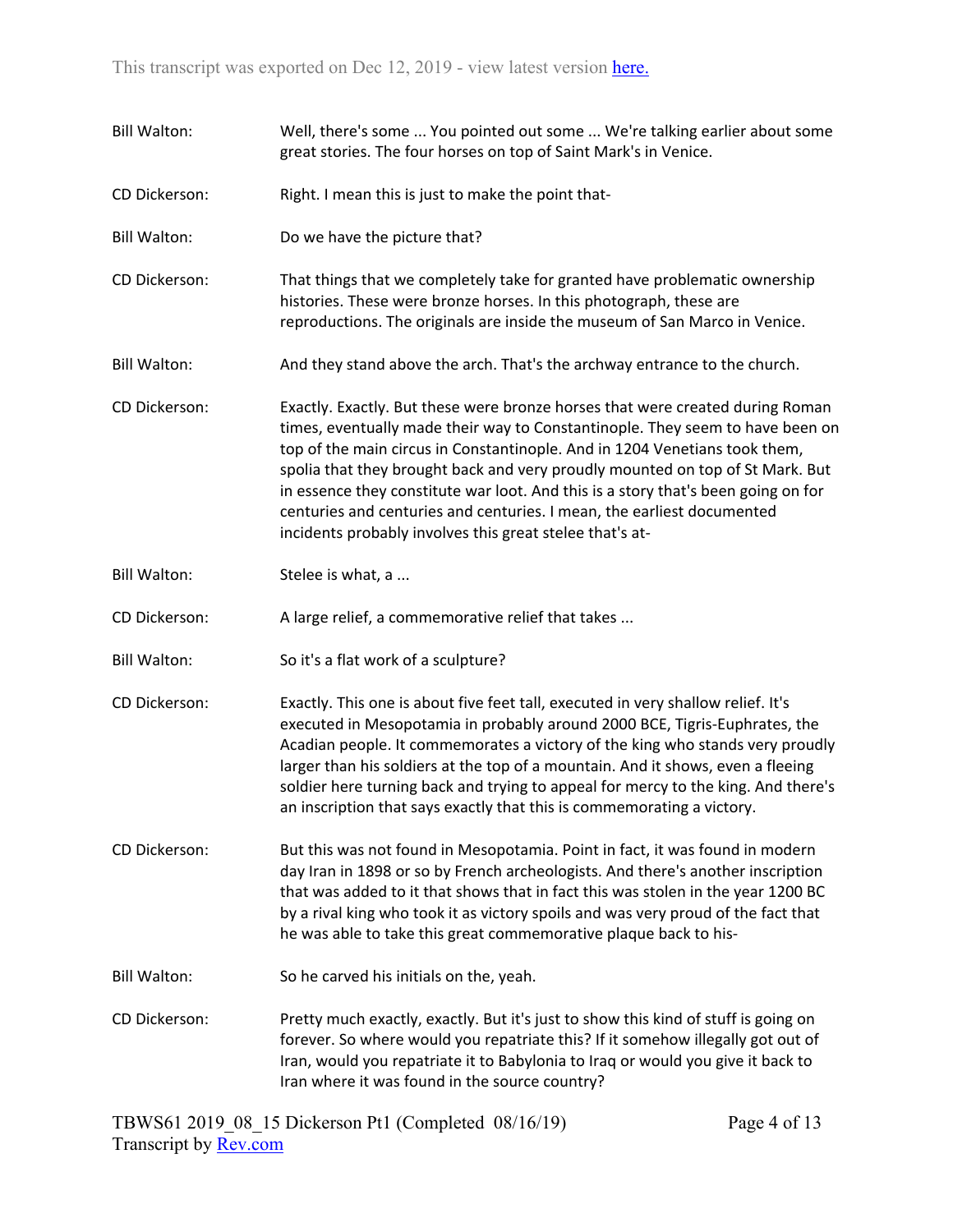**Bill Walton:** Well, there's some ... You pointed out some ... We're talking earlier about some great stories. The four horses on top of Saint Mark's in Venice.

**CD Dickerson:** Right. I mean this is just to make the point that-

**Bill Walton:** Do we have the picture that?

**CD Dickerson:** That things that we completely take for granted have problematic ownership histories. These were bronze horses. In this photograph, these are reproductions. The originals are inside the museum of San Marco in Venice.

**Bill Walton:** And they stand above the arch. That's the archway entrance to the church.

**CD Dickerson:** Exactly. Exactly. But these were bronze horses that were created during Roman times, eventually made their way to Constantinople. They seem to have been on top of the main circus in Constantinople. And in 1204 Venetians took them, spolia that they brought back and very proudly mounted on top of St Mark. But in essence they constitute war loot. And this is a story that's been going on for centuries and centuries and centuries. I mean, the earliest documented incidents probably involves this great stelee that's at-

**Bill Walton:** Stelee is what, a ...

**CD Dickerson:** A large relief, a commemorative relief that takes ...

**Bill Walton:** So it's a flat work of a sculpture?

**CD Dickerson:** Exactly. This one is about five feet tall, executed in very shallow relief. It's executed in Mesopotamia in probably around 2000 BCE, Tigris-Euphrates, the Acadian people. It commemorates a victory of the king who stands very proudly larger than his soldiers at the top of a mountain. And it shows, even a fleeing soldier here turning back and trying to appeal for mercy to the king. And there's an inscription that says exactly that this is commemorating a victory.

**CD Dickerson:** But this was not found in Mesopotamia. Point in fact, it was found in modern day Iran in 1898 or so by French archeologists. And there's another inscription that was added to it that shows that in fact this was stolen in the year 1200 BC by a rival king who took it as victory spoils and was very proud of the fact that he was able to take this great commemorative plaque back to his-

**Bill Walton:** So he carved his initials on the, yeah.

**CD Dickerson:** Pretty much exactly, exactly. But it's just to show this kind of stuff is going on forever. So where would you repatriate this? If it somehow illegally got out of Iran, would you repatriate it to Babylonia to Iraq or would you give it back to Iran where it was found in the source country?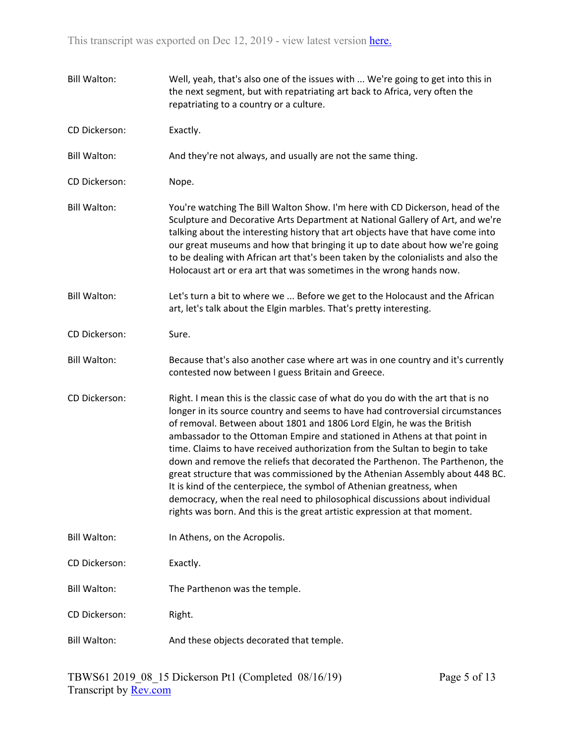**Bill Walton:** Well, yeah, that's also one of the issues with ... We're going to get into this in the next segment, but with repatriating art back to Africa, very often the repatriating to a country or a culture.

**CD Dickerson:** Exactly.

**Bill Walton:** And they're not always, and usually are not the same thing.

**CD Dickerson:** Nope.

**Bill Walton:** You're watching The Bill Walton Show. I'm here with CD Dickerson, head of the Sculpture and Decorative Arts Department at National Gallery of Art, and we're talking about the interesting history that art objects have that have come into our great museums and how that bringing it up to date about how we're going to be dealing with African art that's been taken by the colonialists and also the Holocaust art or era art that was sometimes in the wrong hands now.

**Bill Walton:** Let's turn a bit to where we ... Before we get to the Holocaust and the African art, let's talk about the Elgin marbles. That's pretty interesting.

**CD Dickerson:** Sure.

**Bill Walton:** Because that's also another case where art was in one country and it's currently contested now between I guess Britain and Greece.

**CD Dickerson:** Right. I mean this is the classic case of what do you do with the art that is no longer in its source country and seems to have had controversial circumstances of removal. Between about 1801 and 1806 Lord Elgin, he was the British ambassador to the Ottoman Empire and stationed in Athens at that point in time. Claims to have received authorization from the Sultan to begin to take down and remove the reliefs that decorated the Parthenon. The Parthenon, the great structure that was commissioned by the Athenian Assembly about 448 BC. It is kind of the centerpiece, the symbol of Athenian greatness, when democracy, when the real need to philosophical discussions about individual rights was born. And this is the great artistic expression at that moment.

**Bill Walton:** In Athens, on the Acropolis.

**CD Dickerson:** Exactly.

**Bill Walton:** The Parthenon was the temple.

**CD Dickerson:** Right.

**Bill Walton:** And these objects decorated that temple.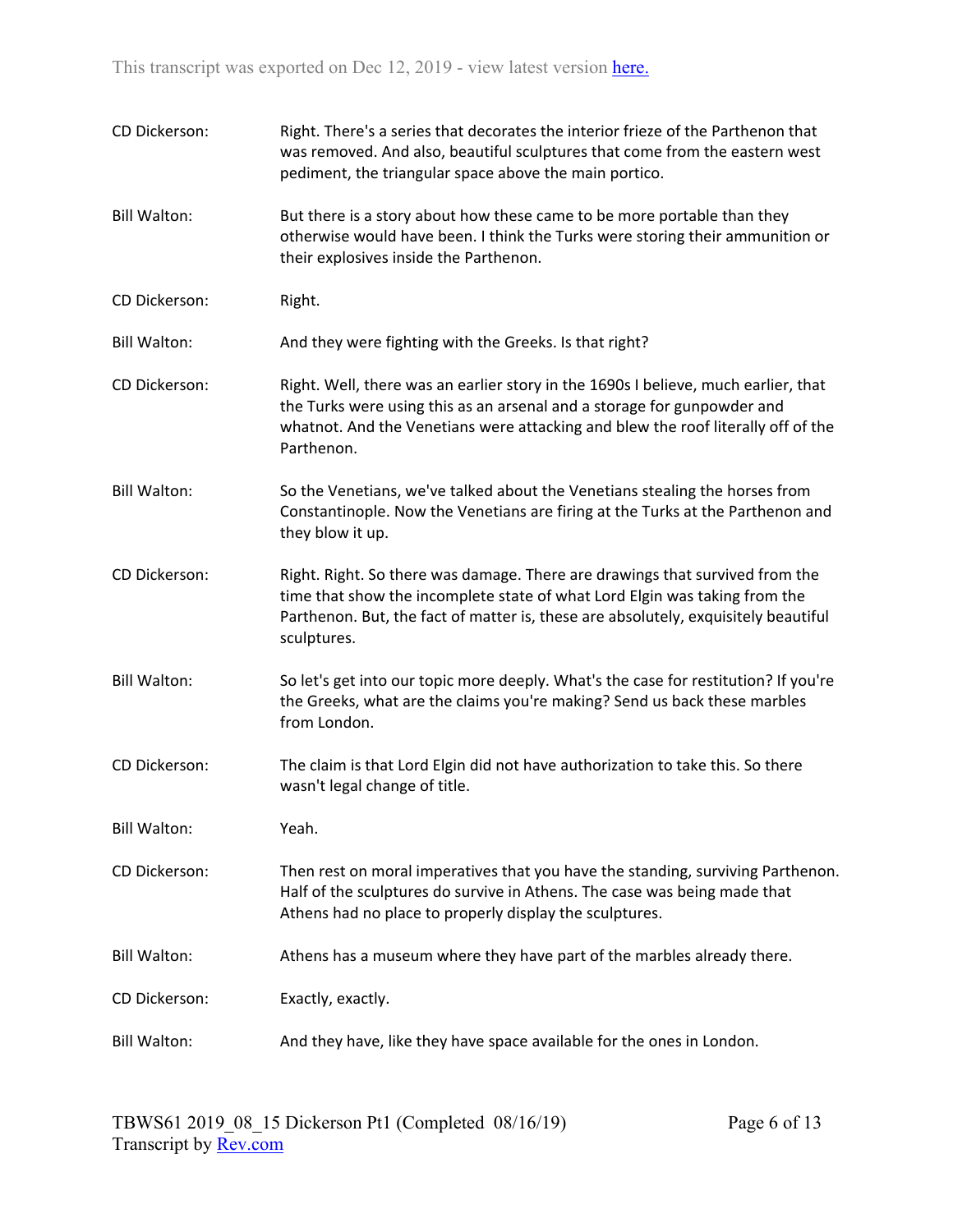CD Dickerson: Right. There's a series that decorates the interior frieze of the Parthenon that was removed. And also, beautiful sculptures that come from the eastern west pediment, the triangular space above the main portico.

Bill Walton: But there is a story about how these came to be more portable than they otherwise would have been. I think the Turks were storing their ammunition or their explosives inside the Parthenon.

CD Dickerson: Right.

Bill Walton: And they were fighting with the Greeks. Is that right?

CD Dickerson: Right. Well, there was an earlier story in the 1690s I believe, much earlier, that the Turks were using this as an arsenal and a storage for gunpowder and whatnot. And the Venetians were attacking and blew the roof literally off of the Parthenon.

Bill Walton: So the Venetians, we've talked about the Venetians stealing the horses from Constantinople. Now the Venetians are firing at the Turks at the Parthenon and they blow it up.

CD Dickerson: Right. Right. So there was damage. There are drawings that survived from the time that show the incomplete state of what Lord Elgin was taking from the Parthenon. But, the fact of matter is, these are absolutely, exquisitely beautiful sculptures.

Bill Walton: So let's get into our topic more deeply. What's the case for restitution? If you're the Greeks, what are the claims you're making? Send us back these marbles from London.

CD Dickerson: The claim is that Lord Elgin did not have authorization to take this. So there wasn't legal change of title.

Bill Walton: Yeah.

CD Dickerson: Then rest on moral imperatives that you have the standing, surviving Parthenon. Half of the sculptures do survive in Athens. The case was being made that Athens had no place to properly display the sculptures.

Bill Walton: Athens has a museum where they have part of the marbles already there.

CD Dickerson: Exactly, exactly.

Bill Walton: And they have, like they have space available for the ones in London.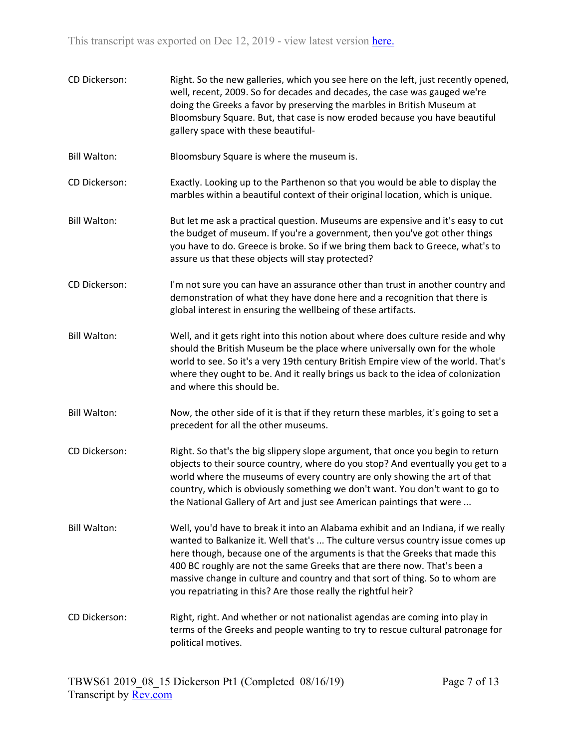CD Dickerson: Right. So the new galleries, which you see here on the left, just recently opened, well, recent, 2009. So for decades and decades, the case was gauged we're doing the Greeks a favor by preserving the marbles in British Museum at Bloomsbury Square. But, that case is now eroded because you have beautiful gallery space with these beautiful-

Bill Walton: Bloomsbury Square is where the museum is.

CD Dickerson: Exactly. Looking up to the Parthenon so that you would be able to display the marbles within a beautiful context of their original location, which is unique.

Bill Walton: But let me ask a practical question. Museums are expensive and it's easy to cut the budget of museum. If you're a government, then you've got other things you have to do. Greece is broke. So if we bring them back to Greece, what's to assure us that these objects will stay protected?

CD Dickerson: I'm not sure you can have an assurance other than trust in another country and demonstration of what they have done here and a recognition that there is global interest in ensuring the wellbeing of these artifacts.

Bill Walton: Well, and it gets right into this notion about where does culture reside and why should the British Museum be the place where universally own for the whole world to see. So it's a very 19th century British Empire view of the world. That's where they ought to be. And it really brings us back to the idea of colonization and where this should be.

Bill Walton: Now, the other side of it is that if they return these marbles, it's going to set a precedent for all the other museums.

CD Dickerson: Right. So that's the big slippery slope argument, that once you begin to return objects to their source country, where do you stop? And eventually you get to a world where the museums of every country are only showing the art of that country, which is obviously something we don't want. You don't want to go to the National Gallery of Art and just see American paintings that were ...

Bill Walton: Well, you'd have to break it into an Alabama exhibit and an Indiana, if we really wanted to Balkanize it. Well that's ... The culture versus country issue comes up here though, because one of the arguments is that the Greeks that made this 400 BC roughly are not the same Greeks that are there now. That's been a massive change in culture and country and that sort of thing. So to whom are you repatriating in this? Are those really the rightful heir?

CD Dickerson: Right, right. And whether or not nationalist agendas are coming into play in terms of the Greeks and people wanting to try to rescue cultural patronage for political motives.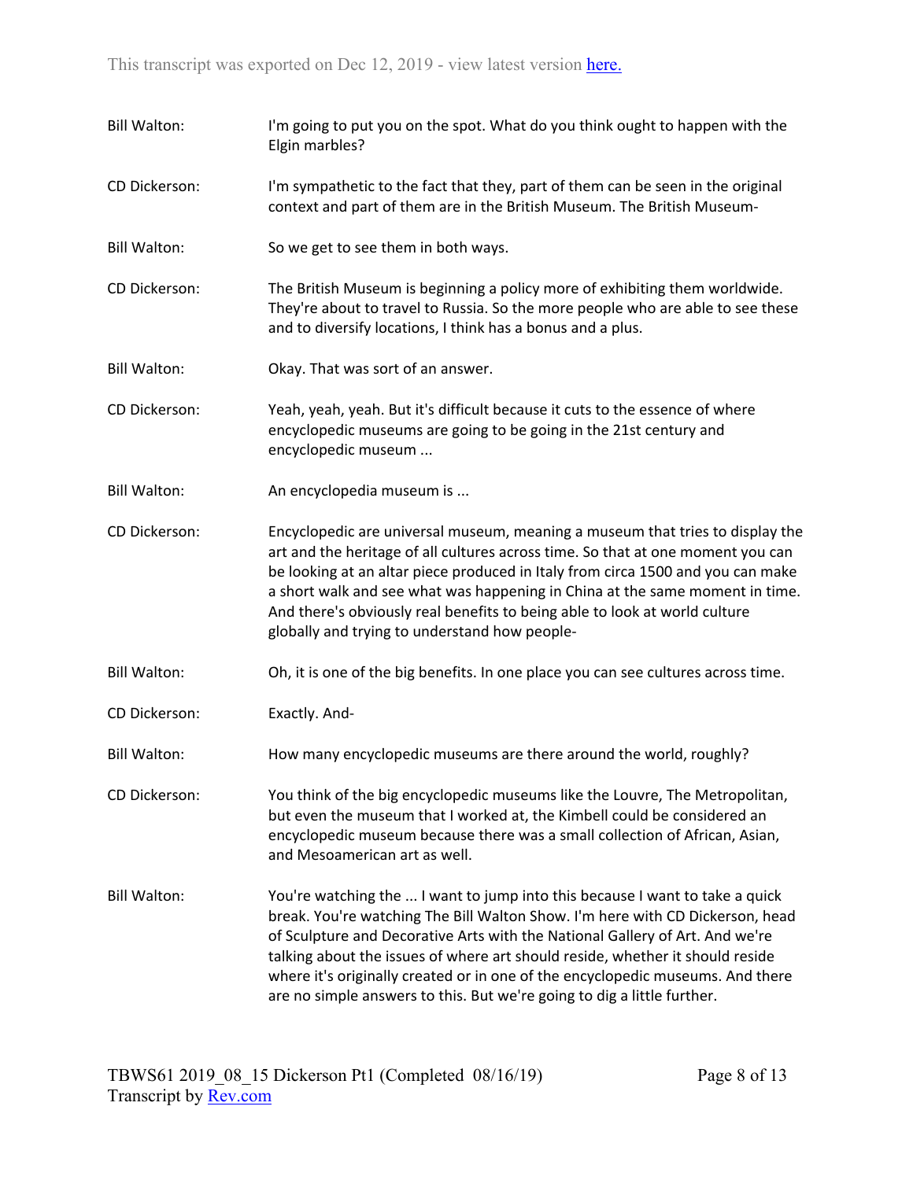**Bill Walton:** I'm going to put you on the spot. What do you think ought to happen with the Elgin marbles?

**CD Dickerson:** I'm sympathetic to the fact that they, part of them can be seen in the original context and part of them are in the British Museum. The British Museum-

**Bill Walton:** So we get to see them in both ways.

**CD Dickerson:** The British Museum is beginning a policy more of exhibiting them worldwide. They're about to travel to Russia. So the more people who are able to see these and to diversify locations, I think has a bonus and a plus.

**Bill Walton:** Okay. That was sort of an answer.

**CD Dickerson:** Yeah, yeah, yeah. But it's difficult because it cuts to the essence of where encyclopedic museums are going to be going in the 21st century and encyclopedic museum ...

**Bill Walton:** An encyclopedia museum is ...

**CD Dickerson:** Encyclopedic are universal museum, meaning a museum that tries to display the art and the heritage of all cultures across time. So that at one moment you can be looking at an altar piece produced in Italy from circa 1500 and you can make a short walk and see what was happening in China at the same moment in time. And there's obviously real benefits to being able to look at world culture globally and trying to understand how people-

**Bill Walton:** Oh, it is one of the big benefits. In one place you can see cultures across time.

**CD Dickerson:** Exactly. And-

**Bill Walton:** How many encyclopedic museums are there around the world, roughly?

**CD Dickerson:** You think of the big encyclopedic museums like the Louvre, The Metropolitan, but even the museum that I worked at, the Kimbell could be considered an encyclopedic museum because there was a small collection of African, Asian, and Mesoamerican art as well.

**Bill Walton:** You're watching the ... I want to jump into this because I want to take a quick break. You're watching The Bill Walton Show. I'm here with CD Dickerson, head of Sculpture and Decorative Arts with the National Gallery of Art. And we're talking about the issues of where art should reside, whether it should reside where it's originally created or in one of the encyclopedic museums. And there are no simple answers to this. But we're going to dig a little further.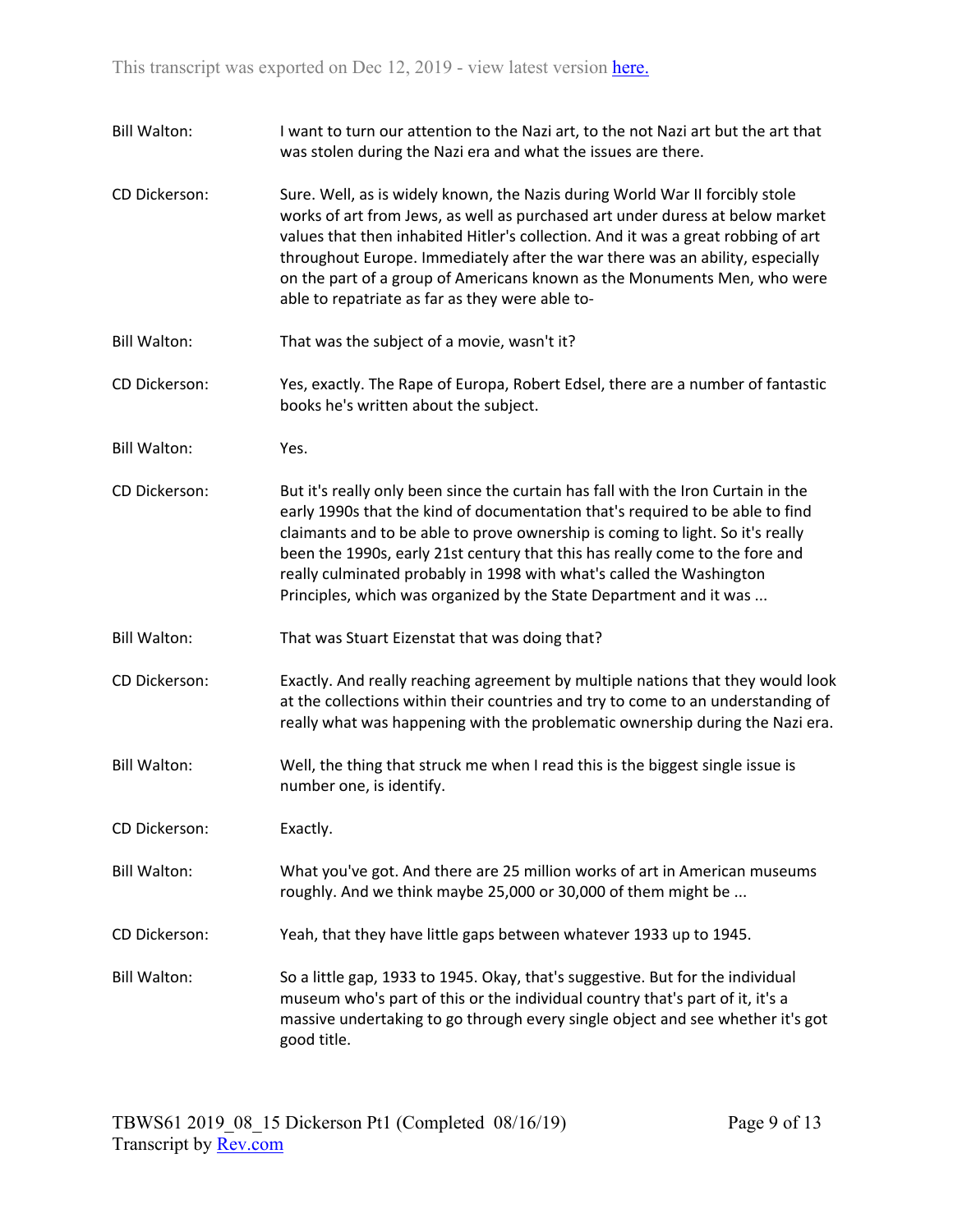Bill Walton: I want to turn our attention to the Nazi art, to the not Nazi art but the art that was stolen during the Nazi era and what the issues are there.

CD Dickerson: Sure. Well, as is widely known, the Nazis during World War II forcibly stole works of art from Jews, as well as purchased art under duress at below market values that then inhabited Hitler's collection. And it was a great robbing of art throughout Europe. Immediately after the war there was an ability, especially on the part of a group of Americans known as the Monuments Men, who were able to repatriate as far as they were able to-

Bill Walton: That was the subject of a movie, wasn't it?

CD Dickerson: Yes, exactly. The Rape of Europa, Robert Edsel, there are a number of fantastic books he's written about the subject.

Bill Walton: Yes.

CD Dickerson: But it's really only been since the curtain has fall with the Iron Curtain in the early 1990s that the kind of documentation that's required to be able to find claimants and to be able to prove ownership is coming to light. So it's really been the 1990s, early 21st century that this has really come to the fore and really culminated probably in 1998 with what's called the Washington Principles, which was organized by the State Department and it was ...

Bill Walton: That was Stuart Eizenstat that was doing that?

CD Dickerson: Exactly. And really reaching agreement by multiple nations that they would look at the collections within their countries and try to come to an understanding of really what was happening with the problematic ownership during the Nazi era.

Bill Walton: Well, the thing that struck me when I read this is the biggest single issue is number one, is identify.

CD Dickerson: Exactly.

Bill Walton: What you've got. And there are 25 million works of art in American museums roughly. And we think maybe 25,000 or 30,000 of them might be ...

CD Dickerson: Yeah, that they have little gaps between whatever 1933 up to 1945.

Bill Walton: So a little gap, 1933 to 1945. Okay, that's suggestive. But for the individual museum who's part of this or the individual country that's part of it, it's a massive undertaking to go through every single object and see whether it's got good title.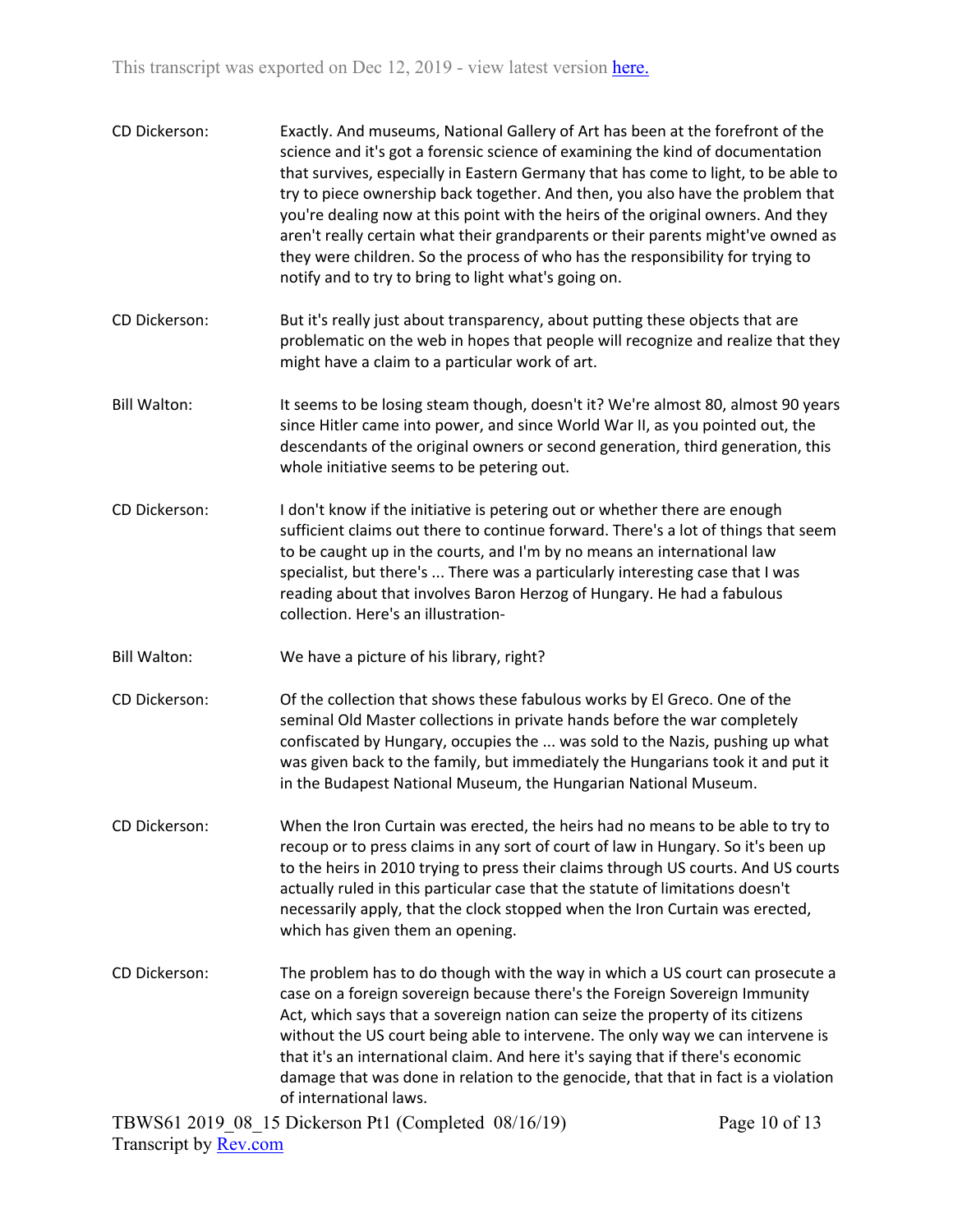CD Dickerson: Exactly. And museums, National Gallery of Art has been at the forefront of the science and it's got a forensic science of examining the kind of documentation that survives, especially in Eastern Germany that has come to light, to be able to try to piece ownership back together. And then, you also have the problem that you're dealing now at this point with the heirs of the original owners. And they aren't really certain what their grandparents or their parents might've owned as they were children. So the process of who has the responsibility for trying to notify and to try to bring to light what's going on.

CD Dickerson: But it's really just about transparency, about putting these objects that are problematic on the web in hopes that people will recognize and realize that they might have a claim to a particular work of art.

Bill Walton: It seems to be losing steam though, doesn't it? We're almost 80, almost 90 years since Hitler came into power, and since World War II, as you pointed out, the descendants of the original owners or second generation, third generation, this whole initiative seems to be petering out.

CD Dickerson: I don't know if the initiative is petering out or whether there are enough sufficient claims out there to continue forward. There's a lot of things that seem to be caught up in the courts, and I'm by no means an international law specialist, but there's ... There was a particularly interesting case that I was reading about that involves Baron Herzog of Hungary. He had a fabulous collection. Here's an illustration-

Bill Walton: We have a picture of his library, right?

CD Dickerson: Of the collection that shows these fabulous works by El Greco. One of the seminal Old Master collections in private hands before the war completely confiscated by Hungary, occupies the ... was sold to the Nazis, pushing up what was given back to the family, but immediately the Hungarians took it and put it in the Budapest National Museum, the Hungarian National Museum.

CD Dickerson: When the Iron Curtain was erected, the heirs had no means to be able to try to recoup or to press claims in any sort of court of law in Hungary. So it's been up to the heirs in 2010 trying to press their claims through US courts. And US courts actually ruled in this particular case that the statute of limitations doesn't necessarily apply, that the clock stopped when the Iron Curtain was erected, which has given them an opening.

CD Dickerson: The problem has to do though with the way in which a US court can prosecute a case on a foreign sovereign because there's the Foreign Sovereign Immunity Act, which says that a sovereign nation can seize the property of its citizens without the US court being able to intervene. The only way we can intervene is that it's an international claim. And here it's saying that if there's economic damage that was done in relation to the genocide, that that in fact is a violation of international laws.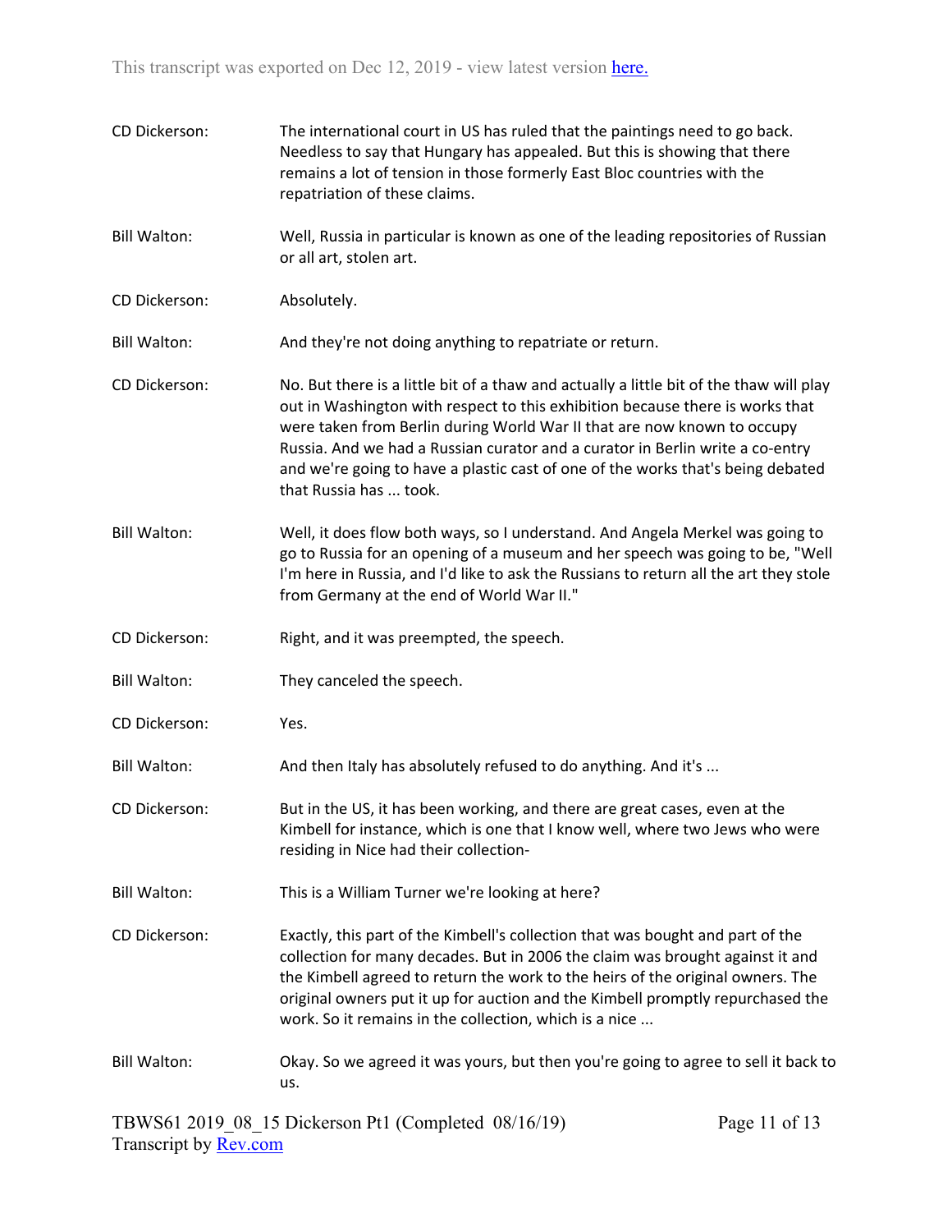CD Dickerson: The international court in US has ruled that the paintings need to go back. Needless to say that Hungary has appealed. But this is showing that there remains a lot of tension in those formerly East Bloc countries with the repatriation of these claims.

Bill Walton: Well, Russia in particular is known as one of the leading repositories of Russian or all art, stolen art.

CD Dickerson: Absolutely.

Bill Walton: And they're not doing anything to repatriate or return.

CD Dickerson: No. But there is a little bit of a thaw and actually a little bit of the thaw will play out in Washington with respect to this exhibition because there is works that were taken from Berlin during World War II that are now known to occupy Russia. And we had a Russian curator and a curator in Berlin write a co-entry and we're going to have a plastic cast of one of the works that's being debated that Russia has ... took.

Bill Walton: Well, it does flow both ways, so I understand. And Angela Merkel was going to go to Russia for an opening of a museum and her speech was going to be, "Well I'm here in Russia, and I'd like to ask the Russians to return all the art they stole from Germany at the end of World War II."

CD Dickerson: Right, and it was preempted, the speech.

Bill Walton: They canceled the speech.

CD Dickerson: Yes.

Bill Walton: And then Italy has absolutely refused to do anything. And it's ...

CD Dickerson: But in the US, it has been working, and there are great cases, even at the Kimbell for instance, which is one that I know well, where two Jews who were residing in Nice had their collection-

Bill Walton: This is a William Turner we're looking at here?

CD Dickerson: Exactly, this part of the Kimbell's collection that was bought and part of the collection for many decades. But in 2006 the claim was brought against it and the Kimbell agreed to return the work to the heirs of the original owners. The original owners put it up for auction and the Kimbell promptly repurchased the work. So it remains in the collection, which is a nice ...

Bill Walton: Okay. So we agreed it was yours, but then you're going to agree to sell it back to us.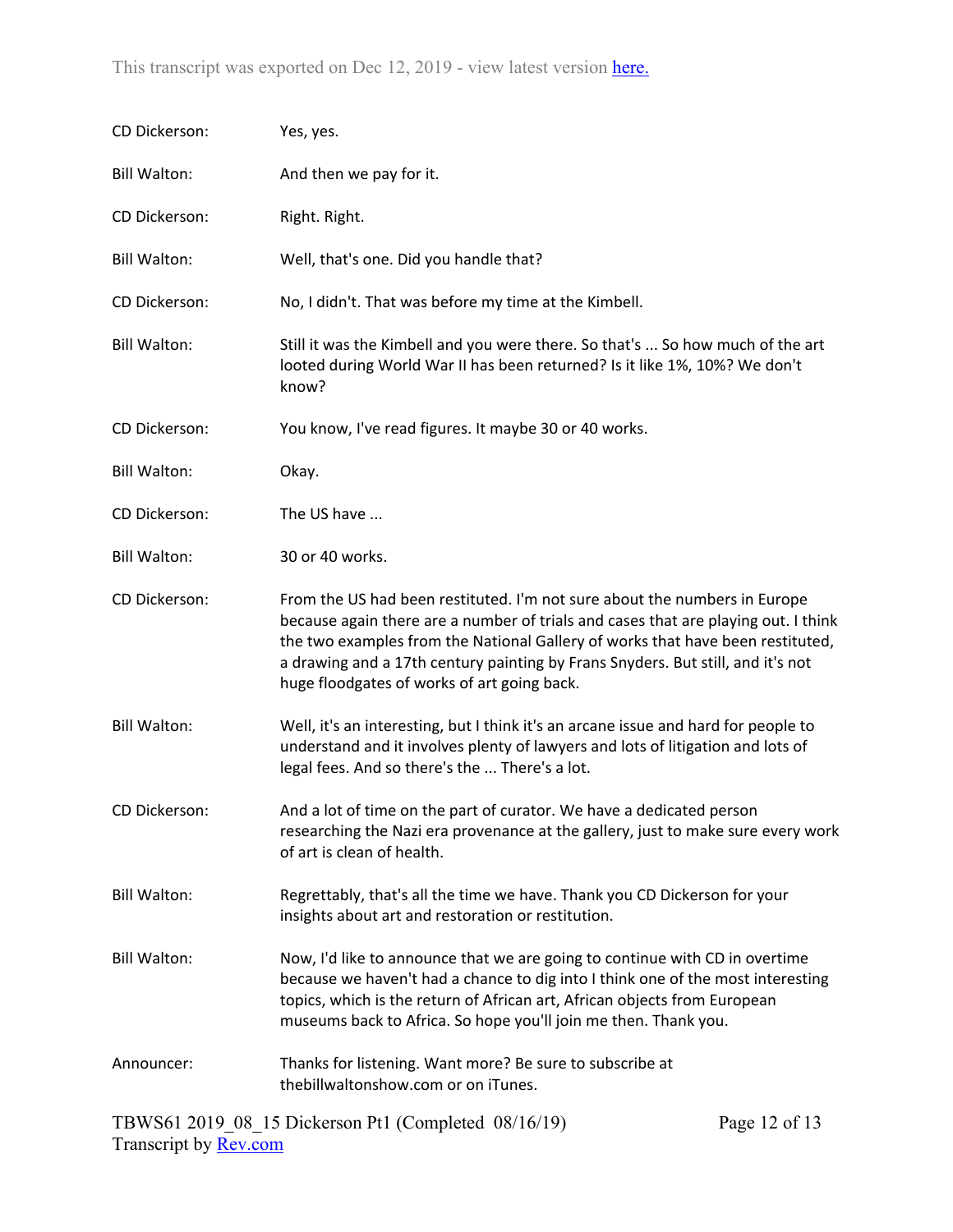| | |
|---|---|
| CD Dickerson: | Yes, yes. |
| Bill Walton: | And then we pay for it. |
| CD Dickerson: | Right. Right. |
| Bill Walton: | Well, that's one. Did you handle that? |
| CD Dickerson: | No, I didn't. That was before my time at the Kimbell. |
| Bill Walton: | Still it was the Kimbell and you were there. So that's ... So how much of the art looted during World War II has been returned? Is it like 1%, 10%? We don't know? |
| CD Dickerson: | You know, I've read figures. It maybe 30 or 40 works. |
| Bill Walton: | Okay. |
| CD Dickerson: | The US have ... |
| Bill Walton: | 30 or 40 works. |
| CD Dickerson: | From the US had been restituted. I'm not sure about the numbers in Europe because again there are a number of trials and cases that are playing out. I think the two examples from the National Gallery of works that have been restituted, a drawing and a 17th century painting by Frans Snyders. But still, and it's not huge floodgates of works of art going back. |
| Bill Walton: | Well, it's an interesting, but I think it's an arcane issue and hard for people to understand and it involves plenty of lawyers and lots of litigation and lots of legal fees. And so there's the ... There's a lot. |
| CD Dickerson: | And a lot of time on the part of curator. We have a dedicated person researching the Nazi era provenance at the gallery, just to make sure every work of art is clean of health. |
| Bill Walton: | Regrettably, that's all the time we have. Thank you CD Dickerson for your insights about art and restoration or restitution. |
| Bill Walton: | Now, I'd like to announce that we are going to continue with CD in overtime because we haven't had a chance to dig into I think one of the most interesting topics, which is the return of African art, African objects from European museums back to Africa. So hope you'll join me then. Thank you. |
| Announcer: | Thanks for listening. Want more? Be sure to subscribe at thebillwaltonshow.com or on iTunes. |